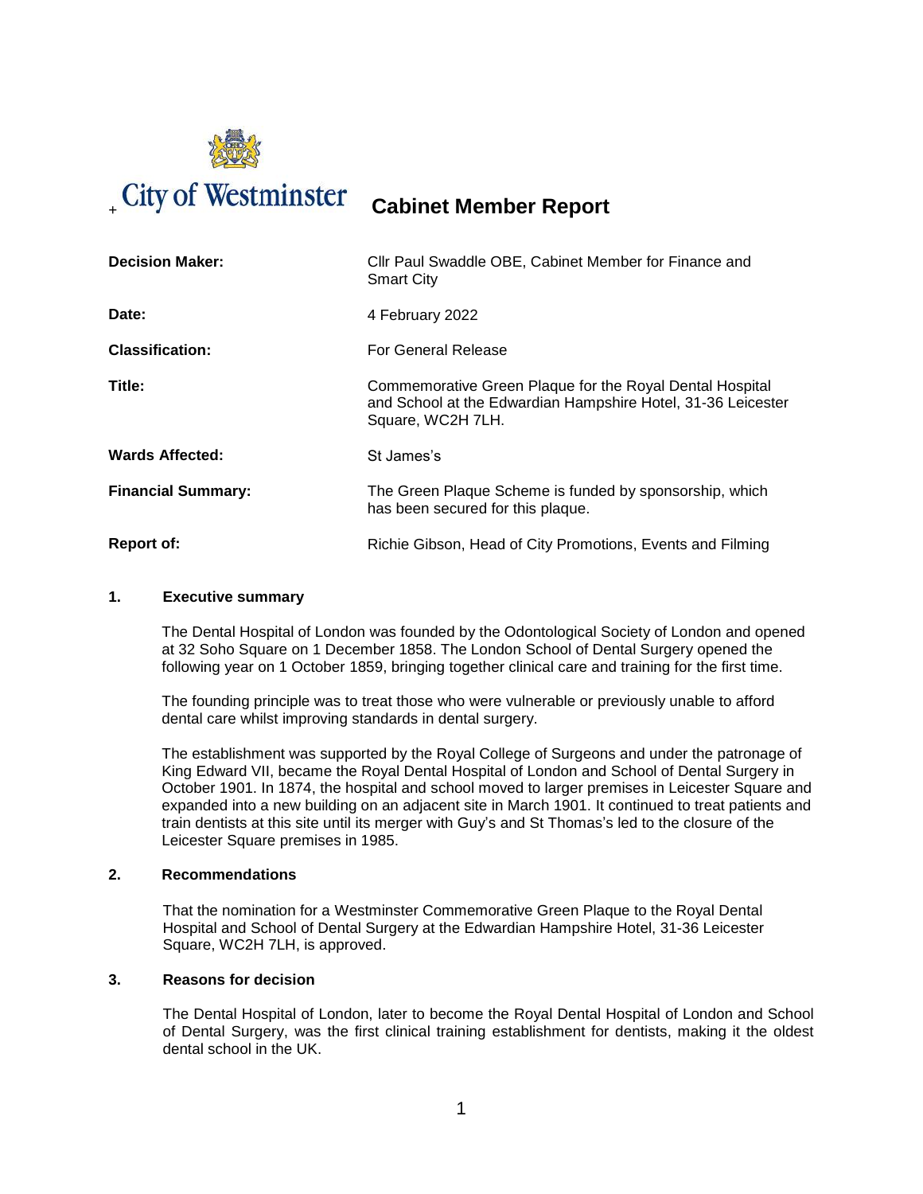City of Westminster

# Cabinet Member Report

| | |
|---|---|
| **Decision Maker:** | Cllr Paul Swaddle OBE, Cabinet Member for Finance and Smart City |
| **Date:** | 4 February 2022 |
| **Classification:** | For General Release |
| **Title:** | Commemorative Green Plaque for the Royal Dental Hospital and School at the Edwardian Hampshire Hotel, 31-36 Leicester Square, WC2H 7LH. |
| **Wards Affected:** | St James's |
| **Financial Summary:** | The Green Plaque Scheme is funded by sponsorship, which has been secured for this plaque. |
| **Report of:** | Richie Gibson, Head of City Promotions, Events and Filming |

## 1. Executive summary

The Dental Hospital of London was founded by the Odontological Society of London and opened at 32 Soho Square on 1 December 1858. The London School of Dental Surgery opened the following year on 1 October 1859, bringing together clinical care and training for the first time.

The founding principle was to treat those who were vulnerable or previously unable to afford dental care whilst improving standards in dental surgery.

The establishment was supported by the Royal College of Surgeons and under the patronage of King Edward VII, became the Royal Dental Hospital of London and School of Dental Surgery in October 1901. In 1874, the hospital and school moved to larger premises in Leicester Square and expanded into a new building on an adjacent site in March 1901. It continued to treat patients and train dentists at this site until its merger with Guy's and St Thomas's led to the closure of the Leicester Square premises in 1985.

## 2. Recommendations

That the nomination for a Westminster Commemorative Green Plaque to the Royal Dental Hospital and School of Dental Surgery at the Edwardian Hampshire Hotel, 31-36 Leicester Square, WC2H 7LH, is approved.

## 3. Reasons for decision

The Dental Hospital of London, later to become the Royal Dental Hospital of London and School of Dental Surgery, was the first clinical training establishment for dentists, making it the oldest dental school in the UK.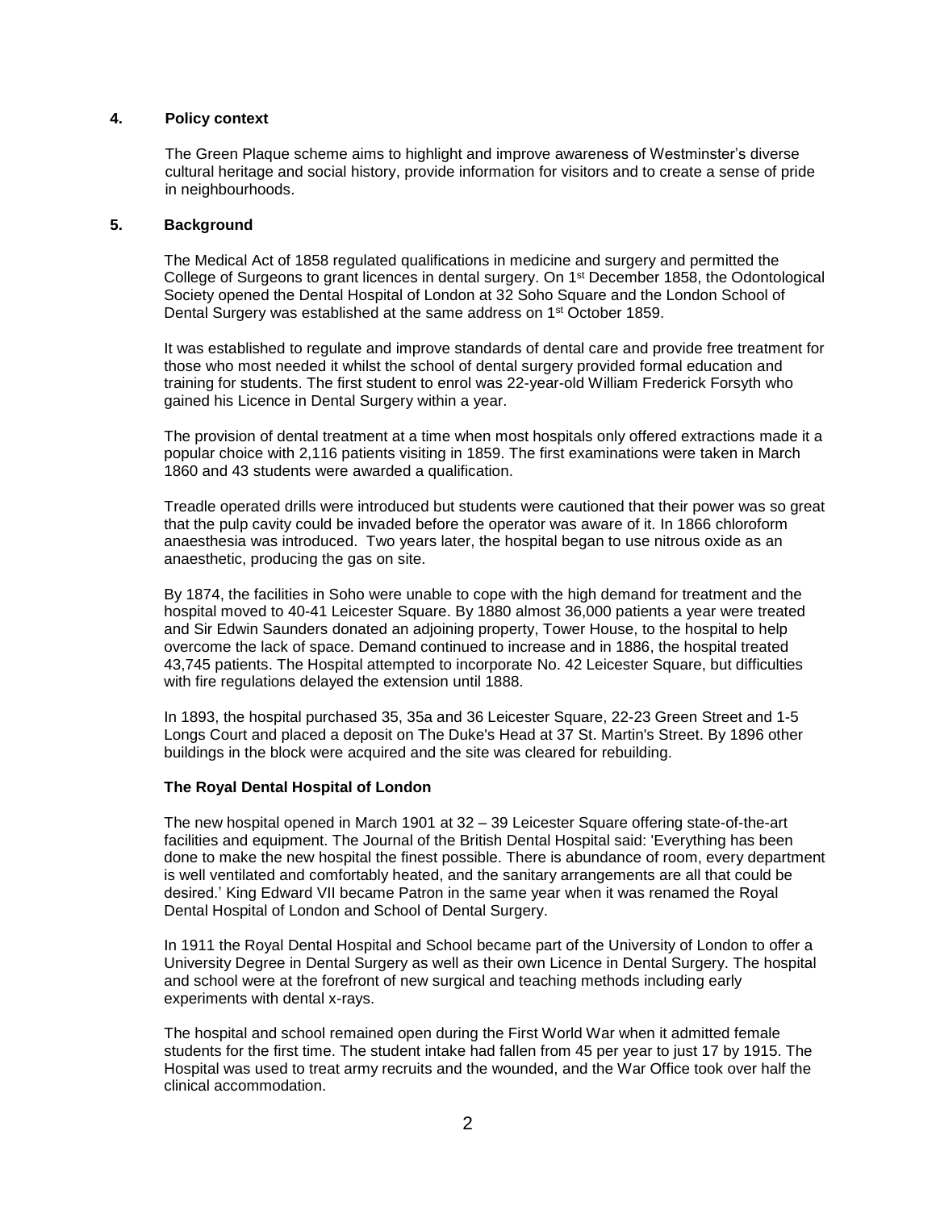## 4. Policy context

The Green Plaque scheme aims to highlight and improve awareness of Westminster's diverse cultural heritage and social history, provide information for visitors and to create a sense of pride in neighbourhoods.

## 5. Background

The Medical Act of 1858 regulated qualifications in medicine and surgery and permitted the College of Surgeons to grant licences in dental surgery. On 1st December 1858, the Odontological Society opened the Dental Hospital of London at 32 Soho Square and the London School of Dental Surgery was established at the same address on 1st October 1859.

It was established to regulate and improve standards of dental care and provide free treatment for those who most needed it whilst the school of dental surgery provided formal education and training for students. The first student to enrol was 22-year-old William Frederick Forsyth who gained his Licence in Dental Surgery within a year.

The provision of dental treatment at a time when most hospitals only offered extractions made it a popular choice with 2,116 patients visiting in 1859. The first examinations were taken in March 1860 and 43 students were awarded a qualification.

Treadle operated drills were introduced but students were cautioned that their power was so great that the pulp cavity could be invaded before the operator was aware of it. In 1866 chloroform anaesthesia was introduced. Two years later, the hospital began to use nitrous oxide as an anaesthetic, producing the gas on site.

By 1874, the facilities in Soho were unable to cope with the high demand for treatment and the hospital moved to 40-41 Leicester Square. By 1880 almost 36,000 patients a year were treated and Sir Edwin Saunders donated an adjoining property, Tower House, to the hospital to help overcome the lack of space. Demand continued to increase and in 1886, the hospital treated 43,745 patients. The Hospital attempted to incorporate No. 42 Leicester Square, but difficulties with fire regulations delayed the extension until 1888.

In 1893, the hospital purchased 35, 35a and 36 Leicester Square, 22-23 Green Street and 1-5 Longs Court and placed a deposit on The Duke's Head at 37 St. Martin's Street. By 1896 other buildings in the block were acquired and the site was cleared for rebuilding.

### The Royal Dental Hospital of London

The new hospital opened in March 1901 at 32 – 39 Leicester Square offering state-of-the-art facilities and equipment. The Journal of the British Dental Hospital said: 'Everything has been done to make the new hospital the finest possible. There is abundance of room, every department is well ventilated and comfortably heated, and the sanitary arrangements are all that could be desired.' King Edward VII became Patron in the same year when it was renamed the Royal Dental Hospital of London and School of Dental Surgery.

In 1911 the Royal Dental Hospital and School became part of the University of London to offer a University Degree in Dental Surgery as well as their own Licence in Dental Surgery. The hospital and school were at the forefront of new surgical and teaching methods including early experiments with dental x-rays.

The hospital and school remained open during the First World War when it admitted female students for the first time. The student intake had fallen from 45 per year to just 17 by 1915. The Hospital was used to treat army recruits and the wounded, and the War Office took over half the clinical accommodation.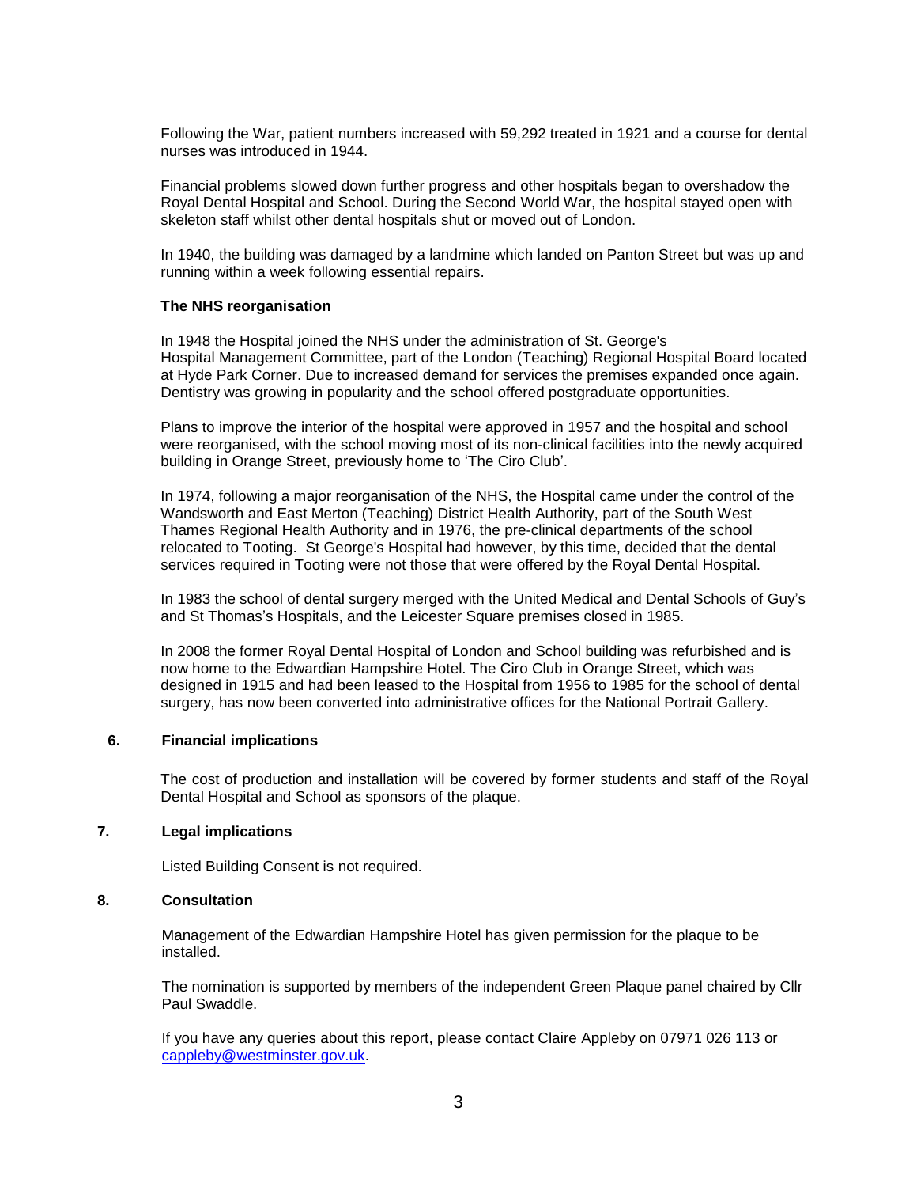Following the War, patient numbers increased with 59,292 treated in 1921 and a course for dental nurses was introduced in 1944.

Financial problems slowed down further progress and other hospitals began to overshadow the Royal Dental Hospital and School. During the Second World War, the hospital stayed open with skeleton staff whilst other dental hospitals shut or moved out of London.

In 1940, the building was damaged by a landmine which landed on Panton Street but was up and running within a week following essential repairs.

**The NHS reorganisation**

In 1948 the Hospital joined the NHS under the administration of St. George's Hospital Management Committee, part of the London (Teaching) Regional Hospital Board located at Hyde Park Corner. Due to increased demand for services the premises expanded once again. Dentistry was growing in popularity and the school offered postgraduate opportunities.

Plans to improve the interior of the hospital were approved in 1957 and the hospital and school were reorganised, with the school moving most of its non-clinical facilities into the newly acquired building in Orange Street, previously home to 'The Ciro Club'.

In 1974, following a major reorganisation of the NHS, the Hospital came under the control of the Wandsworth and East Merton (Teaching) District Health Authority, part of the South West Thames Regional Health Authority and in 1976, the pre-clinical departments of the school relocated to Tooting. St George's Hospital had however, by this time, decided that the dental services required in Tooting were not those that were offered by the Royal Dental Hospital.

In 1983 the school of dental surgery merged with the United Medical and Dental Schools of Guy's and St Thomas's Hospitals, and the Leicester Square premises closed in 1985.

In 2008 the former Royal Dental Hospital of London and School building was refurbished and is now home to the Edwardian Hampshire Hotel. The Ciro Club in Orange Street, which was designed in 1915 and had been leased to the Hospital from 1956 to 1985 for the school of dental surgery, has now been converted into administrative offices for the National Portrait Gallery.

## 6. Financial implications

The cost of production and installation will be covered by former students and staff of the Royal Dental Hospital and School as sponsors of the plaque.

## 7. Legal implications

Listed Building Consent is not required.

## 8. Consultation

Management of the Edwardian Hampshire Hotel has given permission for the plaque to be installed.

The nomination is supported by members of the independent Green Plaque panel chaired by Cllr Paul Swaddle.

If you have any queries about this report, please contact Claire Appleby on 07971 026 113 or cappleby@westminster.gov.uk.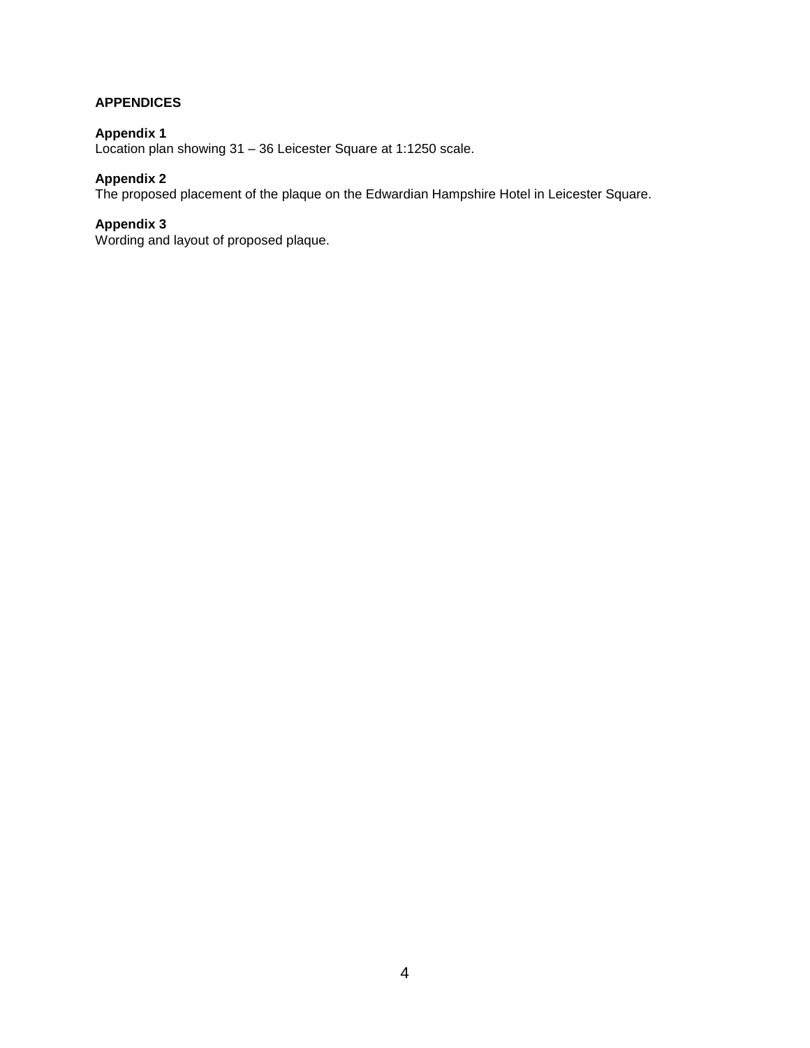## APPENDICES

**Appendix 1**
Location plan showing 31 – 36 Leicester Square at 1:1250 scale.

**Appendix 2**
The proposed placement of the plaque on the Edwardian Hampshire Hotel in Leicester Square.

**Appendix 3**
Wording and layout of proposed plaque.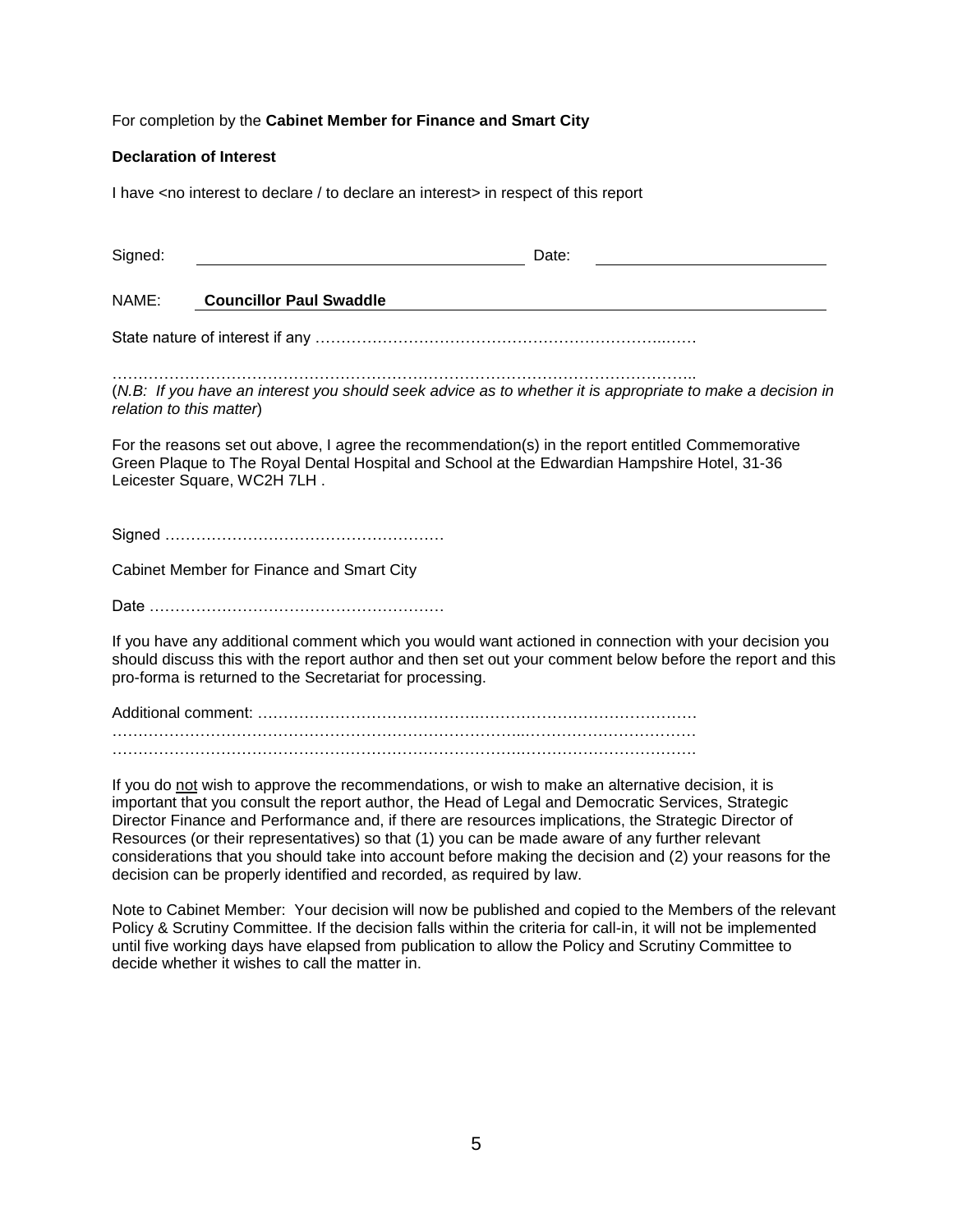For completion by the **Cabinet Member for Finance and Smart City**

**Declaration of Interest**

I have <no interest to declare / to declare an interest> in respect of this report

Signed: \_\_\_\_\_\_\_\_\_\_\_\_\_\_\_\_\_\_\_\_\_\_\_\_\_\_\_\_\_\_\_\_\_\_\_\_\_\_ Date: \_\_\_\_\_\_\_\_\_\_\_\_\_\_\_\_\_\_\_\_\_\_\_\_\_\_

NAME: **Councillor Paul Swaddle**

State nature of interest if any ………………………………………………………..……

…………………………………………………………………………………………………..

(*N.B: If you have an interest you should seek advice as to whether it is appropriate to make a decision in relation to this matter*)

For the reasons set out above, I agree the recommendation(s) in the report entitled Commemorative Green Plaque to The Royal Dental Hospital and School at the Edwardian Hampshire Hotel, 31-36 Leicester Square, WC2H 7LH .

Signed ………………………………………………

Cabinet Member for Finance and Smart City

Date …………………………………………………

If you have any additional comment which you would want actioned in connection with your decision you should discuss this with the report author and then set out your comment below before the report and this pro-forma is returned to the Secretariat for processing.

Additional comment: ……………………………………………………………………………
……………………………………………………………………………………………………
……………………………………………………………………………………………………

If you do not wish to approve the recommendations, or wish to make an alternative decision, it is important that you consult the report author, the Head of Legal and Democratic Services, Strategic Director Finance and Performance and, if there are resources implications, the Strategic Director of Resources (or their representatives) so that (1) you can be made aware of any further relevant considerations that you should take into account before making the decision and (2) your reasons for the decision can be properly identified and recorded, as required by law.

Note to Cabinet Member: Your decision will now be published and copied to the Members of the relevant Policy & Scrutiny Committee. If the decision falls within the criteria for call-in, it will not be implemented until five working days have elapsed from publication to allow the Policy and Scrutiny Committee to decide whether it wishes to call the matter in.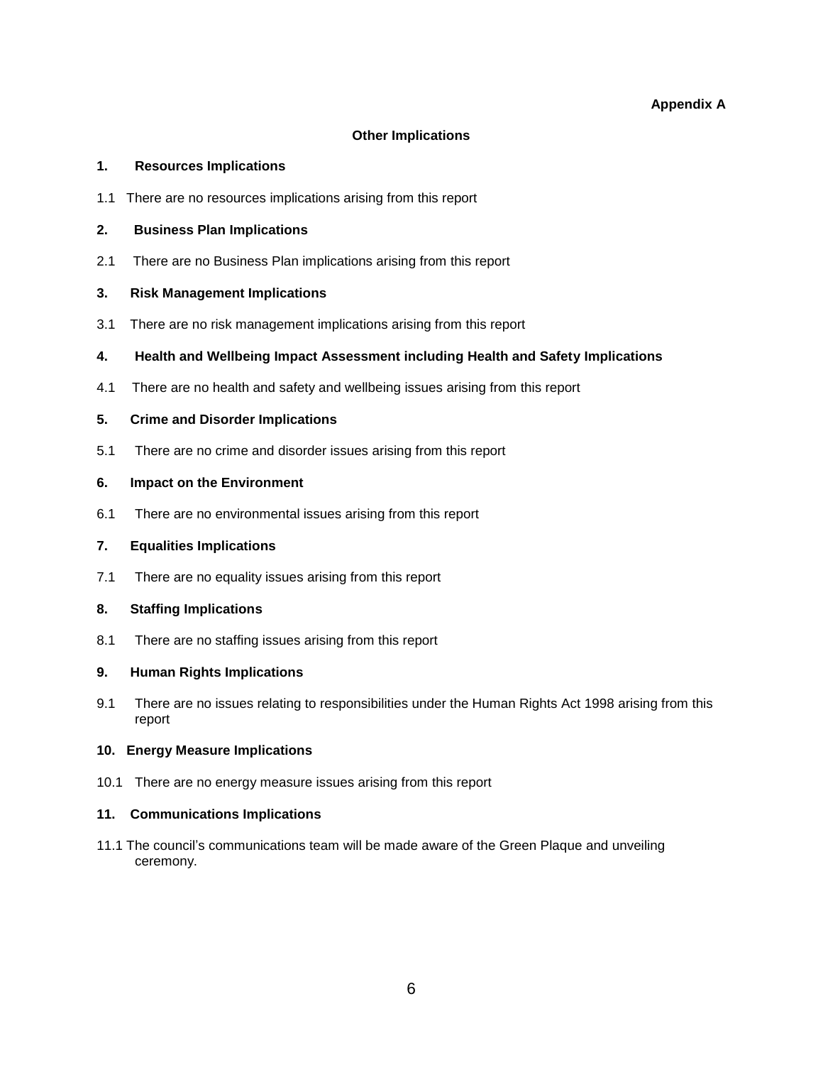**Appendix A**

## Other Implications

### 1. Resources Implications

1.1 There are no resources implications arising from this report

### 2. Business Plan Implications

2.1 There are no Business Plan implications arising from this report

### 3. Risk Management Implications

3.1 There are no risk management implications arising from this report

### 4. Health and Wellbeing Impact Assessment including Health and Safety Implications

4.1 There are no health and safety and wellbeing issues arising from this report

### 5. Crime and Disorder Implications

5.1 There are no crime and disorder issues arising from this report

### 6. Impact on the Environment

6.1 There are no environmental issues arising from this report

### 7. Equalities Implications

7.1 There are no equality issues arising from this report

### 8. Staffing Implications

8.1 There are no staffing issues arising from this report

### 9. Human Rights Implications

9.1 There are no issues relating to responsibilities under the Human Rights Act 1998 arising from this report

### 10. Energy Measure Implications

10.1 There are no energy measure issues arising from this report

### 11. Communications Implications

11.1 The council's communications team will be made aware of the Green Plaque and unveiling ceremony.